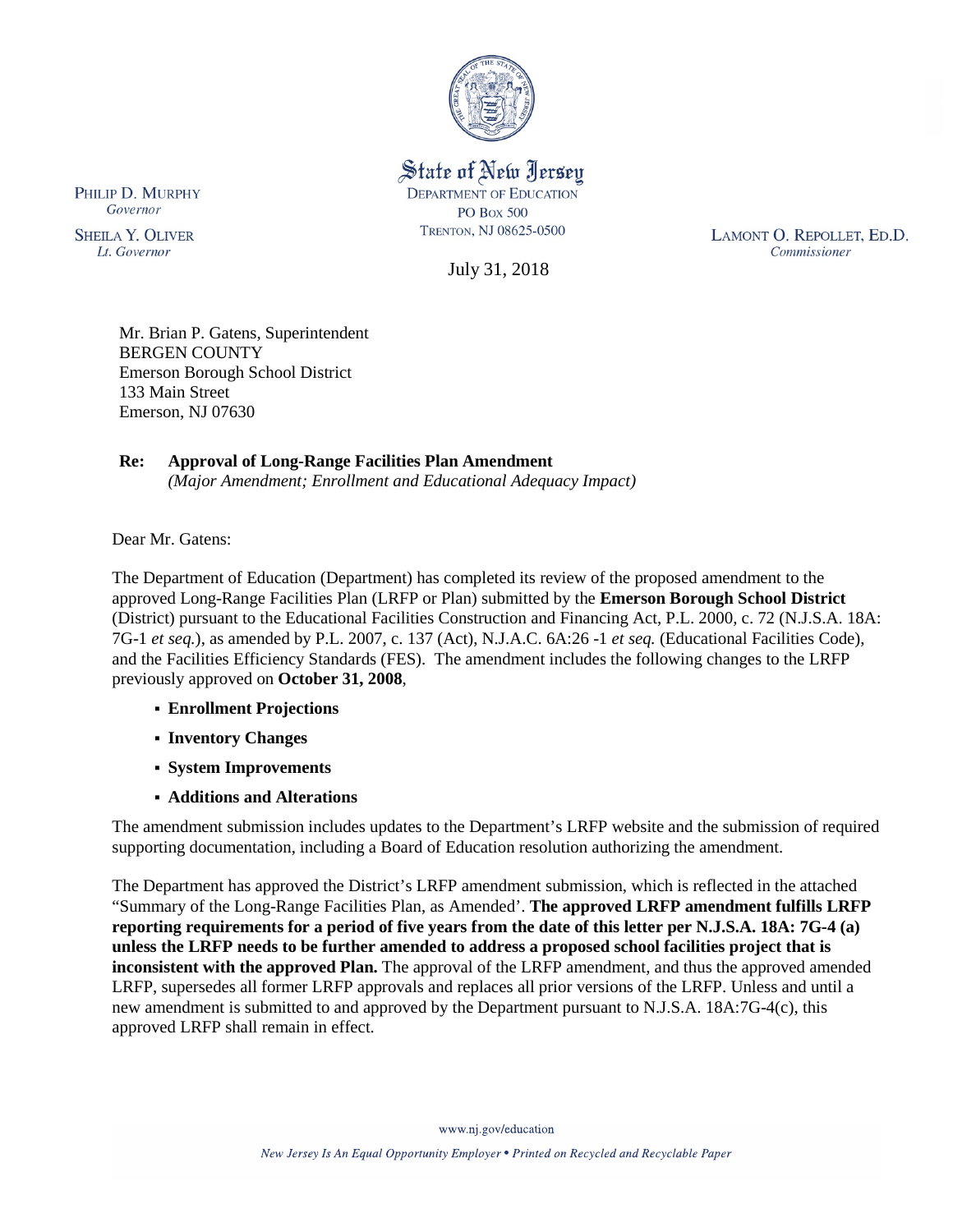State of New Jersey
DEPARTMENT OF EDUCATION
PO BOX 500
TRENTON, NJ 08625-0500

PHILIP D. MURPHY
*Governor*

SHEILA Y. OLIVER
*Lt. Governor*

LAMONT O. REPOLLET, ED.D.
*Commissioner*

July 31, 2018

Mr. Brian P. Gatens, Superintendent
BERGEN COUNTY
Emerson Borough School District
133 Main Street
Emerson, NJ 07630

**Re: Approval of Long-Range Facilities Plan Amendment**
*(Major Amendment; Enrollment and Educational Adequacy Impact)*

Dear Mr. Gatens:

The Department of Education (Department) has completed its review of the proposed amendment to the approved Long-Range Facilities Plan (LRFP or Plan) submitted by the **Emerson Borough School District** (District) pursuant to the Educational Facilities Construction and Financing Act, P.L. 2000, c. 72 (N.J.S.A. 18A: 7G-1 *et seq.*), as amended by P.L. 2007, c. 137 (Act), N.J.A.C. 6A:26 -1 *et seq.* (Educational Facilities Code), and the Facilities Efficiency Standards (FES). The amendment includes the following changes to the LRFP previously approved on **October 31, 2008**,

- **Enrollment Projections**
- **Inventory Changes**
- **System Improvements**
- **Additions and Alterations**

The amendment submission includes updates to the Department's LRFP website and the submission of required supporting documentation, including a Board of Education resolution authorizing the amendment.

The Department has approved the District's LRFP amendment submission, which is reflected in the attached "Summary of the Long-Range Facilities Plan, as Amended'. **The approved LRFP amendment fulfills LRFP reporting requirements for a period of five years from the date of this letter per N.J.S.A. 18A: 7G-4 (a) unless the LRFP needs to be further amended to address a proposed school facilities project that is inconsistent with the approved Plan.** The approval of the LRFP amendment, and thus the approved amended LRFP, supersedes all former LRFP approvals and replaces all prior versions of the LRFP. Unless and until a new amendment is submitted to and approved by the Department pursuant to N.J.S.A. 18A:7G-4(c), this approved LRFP shall remain in effect.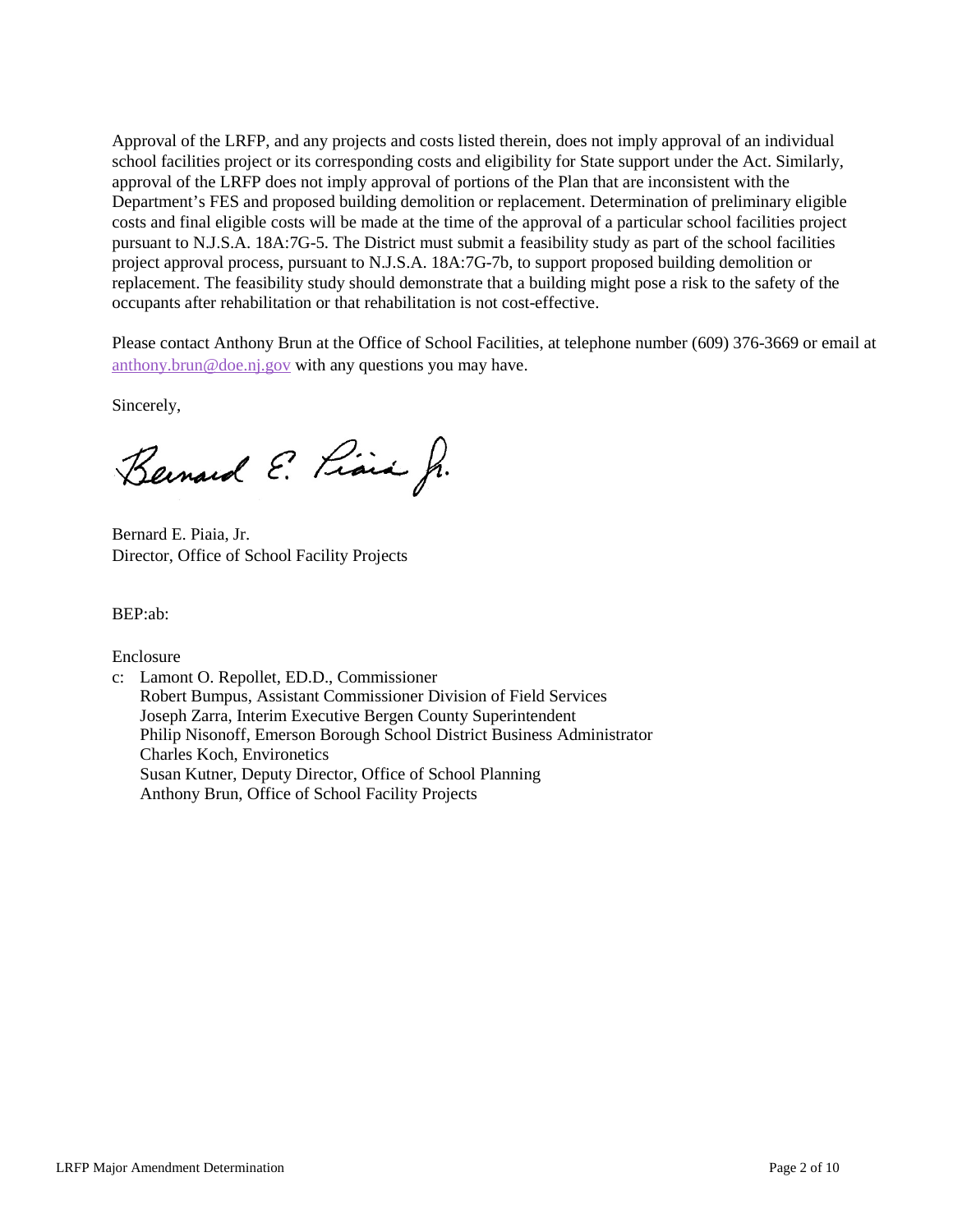Approval of the LRFP, and any projects and costs listed therein, does not imply approval of an individual school facilities project or its corresponding costs and eligibility for State support under the Act. Similarly, approval of the LRFP does not imply approval of portions of the Plan that are inconsistent with the Department's FES and proposed building demolition or replacement. Determination of preliminary eligible costs and final eligible costs will be made at the time of the approval of a particular school facilities project pursuant to N.J.S.A. 18A:7G-5. The District must submit a feasibility study as part of the school facilities project approval process, pursuant to N.J.S.A. 18A:7G-7b, to support proposed building demolition or replacement. The feasibility study should demonstrate that a building might pose a risk to the safety of the occupants after rehabilitation or that rehabilitation is not cost-effective.

Please contact Anthony Brun at the Office of School Facilities, at telephone number (609) 376-3669 or email at anthony.brun@doe.nj.gov with any questions you may have.

Sincerely,

Bernard E. Piaia, Jr.

Bernard E. Piaia, Jr.
Director, Office of School Facility Projects

BEP:ab:

Enclosure

c: Lamont O. Repollet, ED.D., Commissioner
Robert Bumpus, Assistant Commissioner Division of Field Services
Joseph Zarra, Interim Executive Bergen County Superintendent
Philip Nisonoff, Emerson Borough School District Business Administrator
Charles Koch, Environetics
Susan Kutner, Deputy Director, Office of School Planning
Anthony Brun, Office of School Facility Projects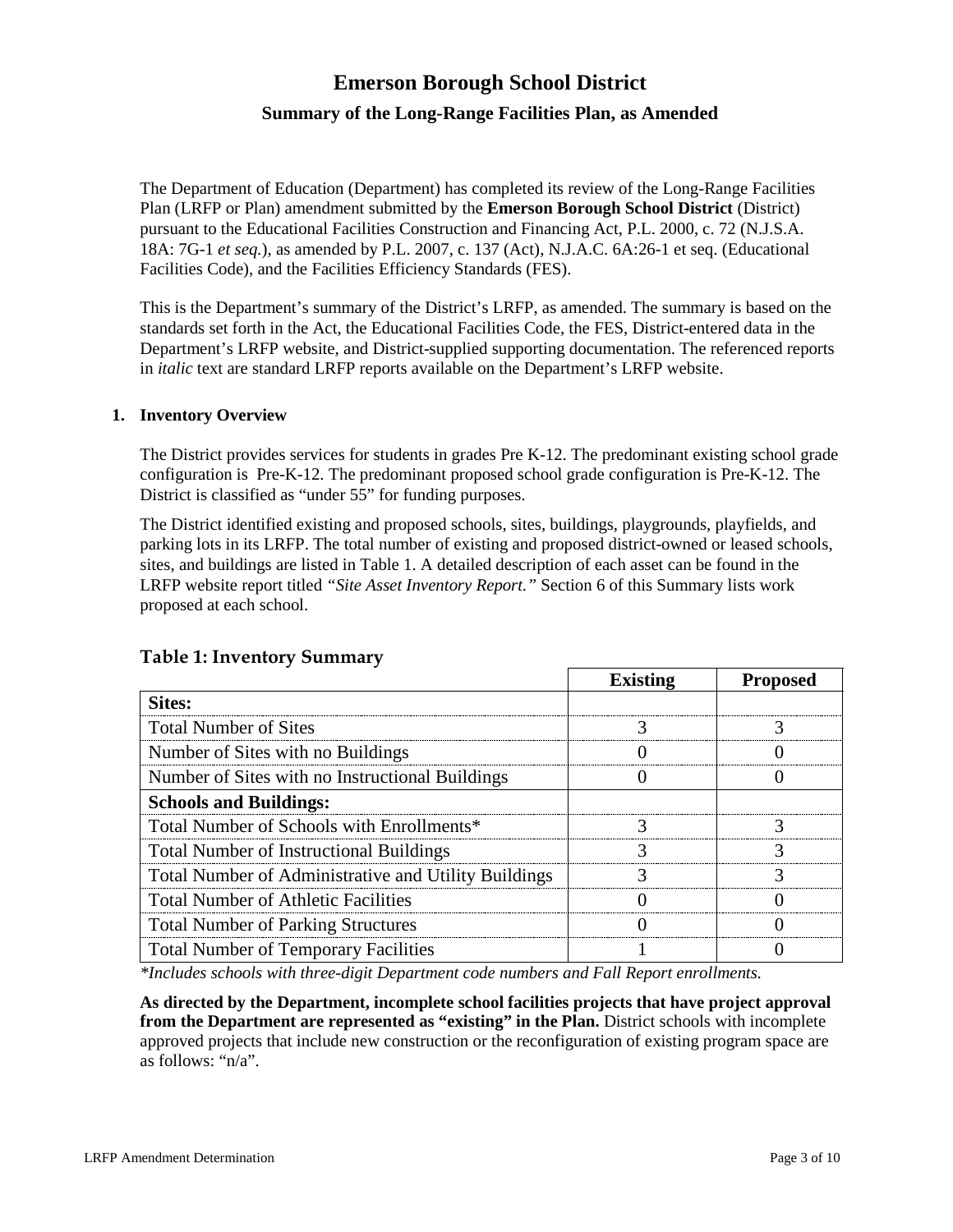# Emerson Borough School District

## Summary of the Long-Range Facilities Plan, as Amended

The Department of Education (Department) has completed its review of the Long-Range Facilities Plan (LRFP or Plan) amendment submitted by the **Emerson Borough School District** (District) pursuant to the Educational Facilities Construction and Financing Act, P.L. 2000, c. 72 (N.J.S.A. 18A: 7G-1 *et seq.*), as amended by P.L. 2007, c. 137 (Act), N.J.A.C. 6A:26-1 et seq. (Educational Facilities Code), and the Facilities Efficiency Standards (FES).

This is the Department's summary of the District's LRFP, as amended. The summary is based on the standards set forth in the Act, the Educational Facilities Code, the FES, District-entered data in the Department's LRFP website, and District-supplied supporting documentation. The referenced reports in *italic* text are standard LRFP reports available on the Department's LRFP website.

### 1. Inventory Overview

The District provides services for students in grades Pre K-12. The predominant existing school grade configuration is Pre-K-12. The predominant proposed school grade configuration is Pre-K-12. The District is classified as "under 55" for funding purposes.

The District identified existing and proposed schools, sites, buildings, playgrounds, playfields, and parking lots in its LRFP. The total number of existing and proposed district-owned or leased schools, sites, and buildings are listed in Table 1. A detailed description of each asset can be found in the LRFP website report titled *"Site Asset Inventory Report."* Section 6 of this Summary lists work proposed at each school.

**Table 1: Inventory Summary**

| | Existing | Proposed |
|---|---|---|
| **Sites:** | | |
| Total Number of Sites | 3 | 3 |
| Number of Sites with no Buildings | 0 | 0 |
| Number of Sites with no Instructional Buildings | 0 | 0 |
| **Schools and Buildings:** | | |
| Total Number of Schools with Enrollments* | 3 | 3 |
| Total Number of Instructional Buildings | 3 | 3 |
| Total Number of Administrative and Utility Buildings | 3 | 3 |
| Total Number of Athletic Facilities | 0 | 0 |
| Total Number of Parking Structures | 0 | 0 |
| Total Number of Temporary Facilities | 1 | 0 |

*\*Includes schools with three-digit Department code numbers and Fall Report enrollments.*

**As directed by the Department, incomplete school facilities projects that have project approval from the Department are represented as "existing" in the Plan.** District schools with incomplete approved projects that include new construction or the reconfiguration of existing program space are as follows: "n/a".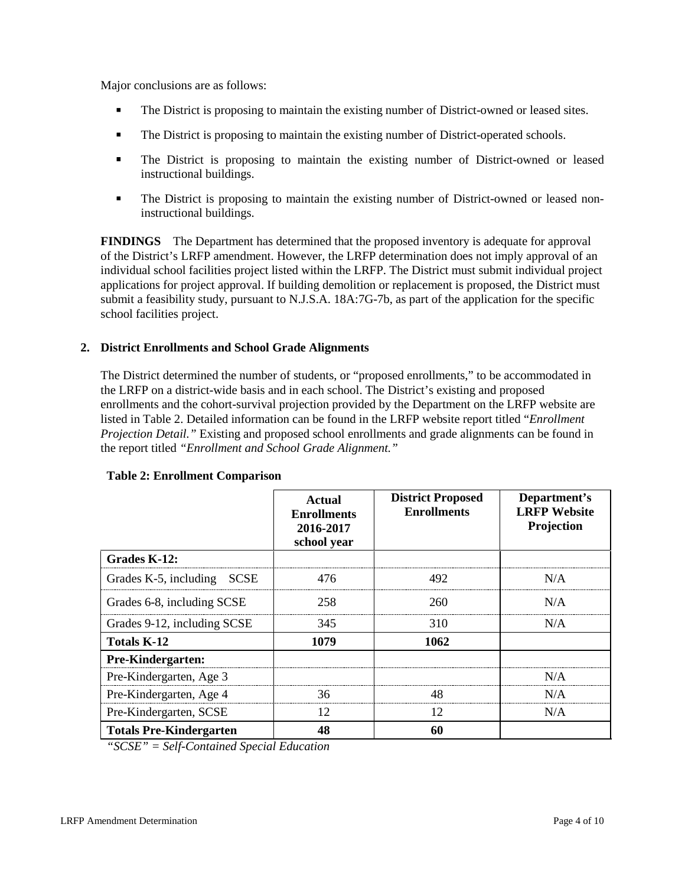Major conclusions are as follows:

- The District is proposing to maintain the existing number of District-owned or leased sites.
- The District is proposing to maintain the existing number of District-operated schools.
- The District is proposing to maintain the existing number of District-owned or leased instructional buildings.
- The District is proposing to maintain the existing number of District-owned or leased non-instructional buildings.

**FINDINGS** The Department has determined that the proposed inventory is adequate for approval of the District's LRFP amendment. However, the LRFP determination does not imply approval of an individual school facilities project listed within the LRFP. The District must submit individual project applications for project approval. If building demolition or replacement is proposed, the District must submit a feasibility study, pursuant to N.J.S.A. 18A:7G-7b, as part of the application for the specific school facilities project.

## 2. District Enrollments and School Grade Alignments

The District determined the number of students, or "proposed enrollments," to be accommodated in the LRFP on a district-wide basis and in each school. The District's existing and proposed enrollments and the cohort-survival projection provided by the Department on the LRFP website are listed in Table 2. Detailed information can be found in the LRFP website report titled "*Enrollment Projection Detail.*" Existing and proposed school enrollments and grade alignments can be found in the report titled *"Enrollment and School Grade Alignment."*

**Table 2: Enrollment Comparison**

| | **Actual Enrollments 2016-2017 school year** | **District Proposed Enrollments** | **Department's LRFP Website Projection** |
|---|---|---|---|
| **Grades K-12:** | | | |
| Grades K-5, including SCSE | 476 | 492 | N/A |
| Grades 6-8, including SCSE | 258 | 260 | N/A |
| Grades 9-12, including SCSE | 345 | 310 | N/A |
| **Totals K-12** | **1079** | **1062** | |
| **Pre-Kindergarten:** | | | |
| Pre-Kindergarten, Age 3 | | | N/A |
| Pre-Kindergarten, Age 4 | 36 | 48 | N/A |
| Pre-Kindergarten, SCSE | 12 | 12 | N/A |
| **Totals Pre-Kindergarten** | **48** | **60** | |

*"SCSE" = Self-Contained Special Education*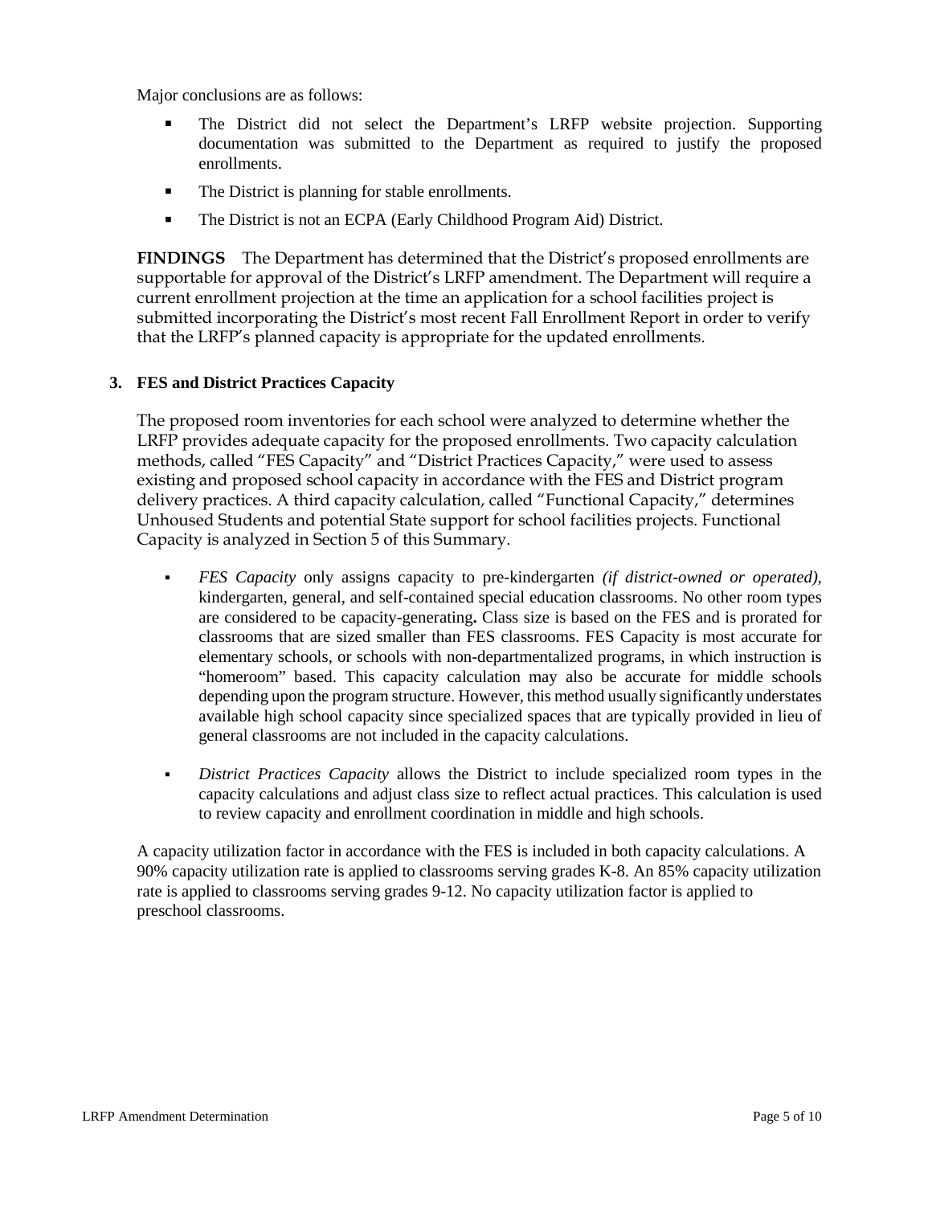Major conclusions are as follows:

- The District did not select the Department's LRFP website projection. Supporting documentation was submitted to the Department as required to justify the proposed enrollments.
- The District is planning for stable enrollments.
- The District is not an ECPA (Early Childhood Program Aid) District.

**FINDINGS** The Department has determined that the District's proposed enrollments are supportable for approval of the District's LRFP amendment. The Department will require a current enrollment projection at the time an application for a school facilities project is submitted incorporating the District's most recent Fall Enrollment Report in order to verify that the LRFP's planned capacity is appropriate for the updated enrollments.

### 3. FES and District Practices Capacity

The proposed room inventories for each school were analyzed to determine whether the LRFP provides adequate capacity for the proposed enrollments. Two capacity calculation methods, called "FES Capacity" and "District Practices Capacity," were used to assess existing and proposed school capacity in accordance with the FES and District program delivery practices. A third capacity calculation, called "Functional Capacity," determines Unhoused Students and potential State support for school facilities projects. Functional Capacity is analyzed in Section 5 of this Summary.

- *FES Capacity* only assigns capacity to pre-kindergarten *(if district-owned or operated)*, kindergarten, general, and self-contained special education classrooms. No other room types are considered to be capacity-generating**.** Class size is based on the FES and is prorated for classrooms that are sized smaller than FES classrooms. FES Capacity is most accurate for elementary schools, or schools with non-departmentalized programs, in which instruction is "homeroom" based. This capacity calculation may also be accurate for middle schools depending upon the program structure. However, this method usually significantly understates available high school capacity since specialized spaces that are typically provided in lieu of general classrooms are not included in the capacity calculations.

- *District Practices Capacity* allows the District to include specialized room types in the capacity calculations and adjust class size to reflect actual practices. This calculation is used to review capacity and enrollment coordination in middle and high schools.

A capacity utilization factor in accordance with the FES is included in both capacity calculations. A 90% capacity utilization rate is applied to classrooms serving grades K-8. An 85% capacity utilization rate is applied to classrooms serving grades 9-12. No capacity utilization factor is applied to preschool classrooms.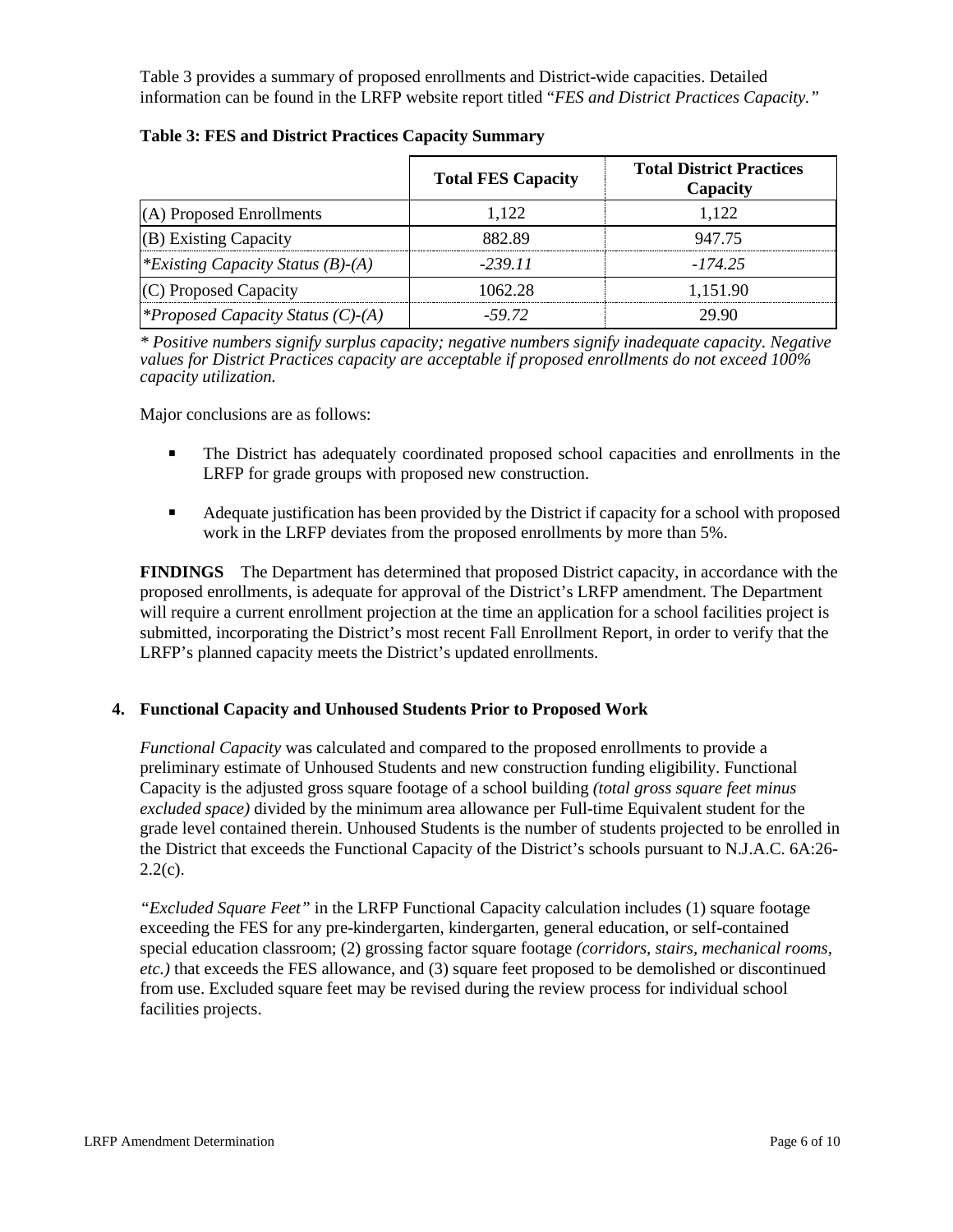Table 3 provides a summary of proposed enrollments and District-wide capacities. Detailed information can be found in the LRFP website report titled "*FES and District Practices Capacity.*"

**Table 3: FES and District Practices Capacity Summary**

| | Total FES Capacity | Total District Practices Capacity |
|---|---|---|
| (A) Proposed Enrollments | 1,122 | 1,122 |
| (B) Existing Capacity | 882.89 | 947.75 |
| **Existing Capacity Status (B)-(A)* | *-239.11* | *-174.25* |
| (C) Proposed Capacity | 1062.28 | 1,151.90 |
| **Proposed Capacity Status (C)-(A)* | *-59.72* | 29.90 |

*\* Positive numbers signify surplus capacity; negative numbers signify inadequate capacity. Negative values for District Practices capacity are acceptable if proposed enrollments do not exceed 100% capacity utilization.*

Major conclusions are as follows:

- The District has adequately coordinated proposed school capacities and enrollments in the LRFP for grade groups with proposed new construction.
- Adequate justification has been provided by the District if capacity for a school with proposed work in the LRFP deviates from the proposed enrollments by more than 5%.

**FINDINGS** The Department has determined that proposed District capacity, in accordance with the proposed enrollments, is adequate for approval of the District's LRFP amendment. The Department will require a current enrollment projection at the time an application for a school facilities project is submitted, incorporating the District's most recent Fall Enrollment Report, in order to verify that the LRFP's planned capacity meets the District's updated enrollments.

### 4. Functional Capacity and Unhoused Students Prior to Proposed Work

*Functional Capacity* was calculated and compared to the proposed enrollments to provide a preliminary estimate of Unhoused Students and new construction funding eligibility. Functional Capacity is the adjusted gross square footage of a school building *(total gross square feet minus excluded space)* divided by the minimum area allowance per Full-time Equivalent student for the grade level contained therein. Unhoused Students is the number of students projected to be enrolled in the District that exceeds the Functional Capacity of the District's schools pursuant to N.J.A.C. 6A:26-2.2(c).

*"Excluded Square Feet"* in the LRFP Functional Capacity calculation includes (1) square footage exceeding the FES for any pre-kindergarten, kindergarten, general education, or self-contained special education classroom; (2) grossing factor square footage *(corridors, stairs, mechanical rooms, etc.)* that exceeds the FES allowance, and (3) square feet proposed to be demolished or discontinued from use. Excluded square feet may be revised during the review process for individual school facilities projects.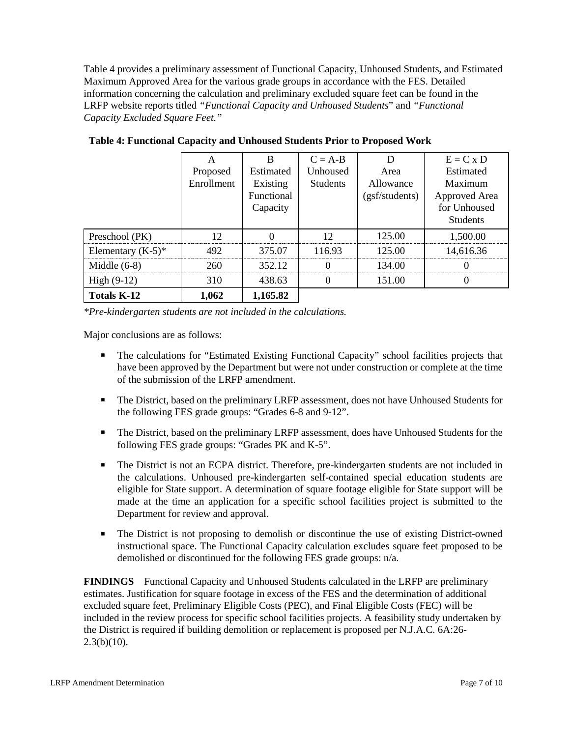Table 4 provides a preliminary assessment of Functional Capacity, Unhoused Students, and Estimated Maximum Approved Area for the various grade groups in accordance with the FES. Detailed information concerning the calculation and preliminary excluded square feet can be found in the LRFP website reports titled *"Functional Capacity and Unhoused Students*" and *"Functional Capacity Excluded Square Feet."*

**Table 4: Functional Capacity and Unhoused Students Prior to Proposed Work**

| | A Proposed Enrollment | B Estimated Existing Functional Capacity | C = A-B Unhoused Students | D Area Allowance (gsf/students) | E = C x D Estimated Maximum Approved Area for Unhoused Students |
|---|---|---|---|---|---|
| Preschool (PK) | 12 | 0 | 12 | 125.00 | 1,500.00 |
| Elementary (K-5)* | 492 | 375.07 | 116.93 | 125.00 | 14,616.36 |
| Middle (6-8) | 260 | 352.12 | 0 | 134.00 | 0 |
| High (9-12) | 310 | 438.63 | 0 | 151.00 | 0 |
| **Totals K-12** | **1,062** | **1,165.82** | | | |

*\*Pre-kindergarten students are not included in the calculations.*

Major conclusions are as follows:

- The calculations for "Estimated Existing Functional Capacity" school facilities projects that have been approved by the Department but were not under construction or complete at the time of the submission of the LRFP amendment.
- The District, based on the preliminary LRFP assessment, does not have Unhoused Students for the following FES grade groups: "Grades 6-8 and 9-12".
- The District, based on the preliminary LRFP assessment, does have Unhoused Students for the following FES grade groups: "Grades PK and K-5".
- The District is not an ECPA district. Therefore, pre-kindergarten students are not included in the calculations. Unhoused pre-kindergarten self-contained special education students are eligible for State support. A determination of square footage eligible for State support will be made at the time an application for a specific school facilities project is submitted to the Department for review and approval.
- The District is not proposing to demolish or discontinue the use of existing District-owned instructional space. The Functional Capacity calculation excludes square feet proposed to be demolished or discontinued for the following FES grade groups: n/a.

**FINDINGS** Functional Capacity and Unhoused Students calculated in the LRFP are preliminary estimates. Justification for square footage in excess of the FES and the determination of additional excluded square feet, Preliminary Eligible Costs (PEC), and Final Eligible Costs (FEC) will be included in the review process for specific school facilities projects. A feasibility study undertaken by the District is required if building demolition or replacement is proposed per N.J.A.C. 6A:26-2.3(b)(10).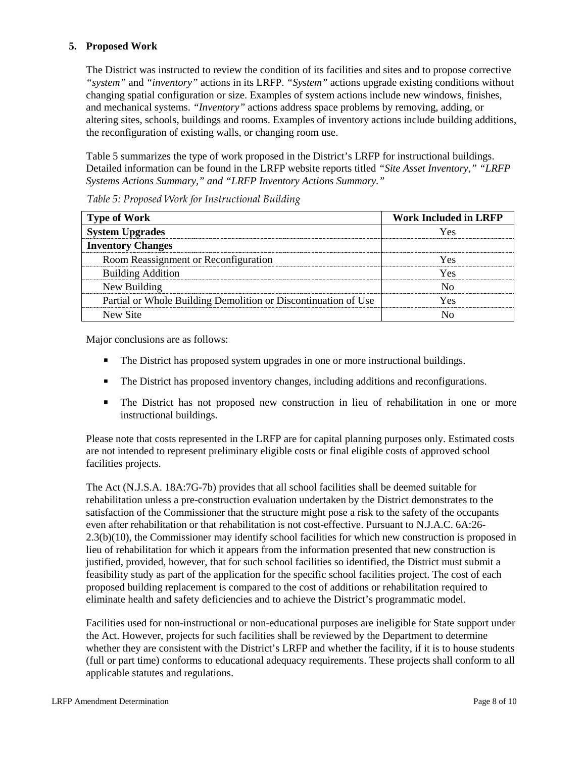## 5. Proposed Work

The District was instructed to review the condition of its facilities and sites and to propose corrective *"system"* and *"inventory"* actions in its LRFP. *"System"* actions upgrade existing conditions without changing spatial configuration or size. Examples of system actions include new windows, finishes, and mechanical systems. *"Inventory"* actions address space problems by removing, adding, or altering sites, schools, buildings and rooms. Examples of inventory actions include building additions, the reconfiguration of existing walls, or changing room use.

Table 5 summarizes the type of work proposed in the District's LRFP for instructional buildings. Detailed information can be found in the LRFP website reports titled *"Site Asset Inventory," "LRFP Systems Actions Summary," and "LRFP Inventory Actions Summary."*

*Table 5: Proposed Work for Instructional Building*

| Type of Work | Work Included in LRFP |
|---|---|
| **System Upgrades** | Yes |
| **Inventory Changes** | |
| Room Reassignment or Reconfiguration | Yes |
| Building Addition | Yes |
| New Building | No |
| Partial or Whole Building Demolition or Discontinuation of Use | Yes |
| New Site | No |

Major conclusions are as follows:

- The District has proposed system upgrades in one or more instructional buildings.
- The District has proposed inventory changes, including additions and reconfigurations.
- The District has not proposed new construction in lieu of rehabilitation in one or more instructional buildings.

Please note that costs represented in the LRFP are for capital planning purposes only. Estimated costs are not intended to represent preliminary eligible costs or final eligible costs of approved school facilities projects.

The Act (N.J.S.A. 18A:7G-7b) provides that all school facilities shall be deemed suitable for rehabilitation unless a pre-construction evaluation undertaken by the District demonstrates to the satisfaction of the Commissioner that the structure might pose a risk to the safety of the occupants even after rehabilitation or that rehabilitation is not cost-effective. Pursuant to N.J.A.C. 6A:26-2.3(b)(10), the Commissioner may identify school facilities for which new construction is proposed in lieu of rehabilitation for which it appears from the information presented that new construction is justified, provided, however, that for such school facilities so identified, the District must submit a feasibility study as part of the application for the specific school facilities project. The cost of each proposed building replacement is compared to the cost of additions or rehabilitation required to eliminate health and safety deficiencies and to achieve the District's programmatic model.

Facilities used for non-instructional or non-educational purposes are ineligible for State support under the Act. However, projects for such facilities shall be reviewed by the Department to determine whether they are consistent with the District's LRFP and whether the facility, if it is to house students (full or part time) conforms to educational adequacy requirements. These projects shall conform to all applicable statutes and regulations.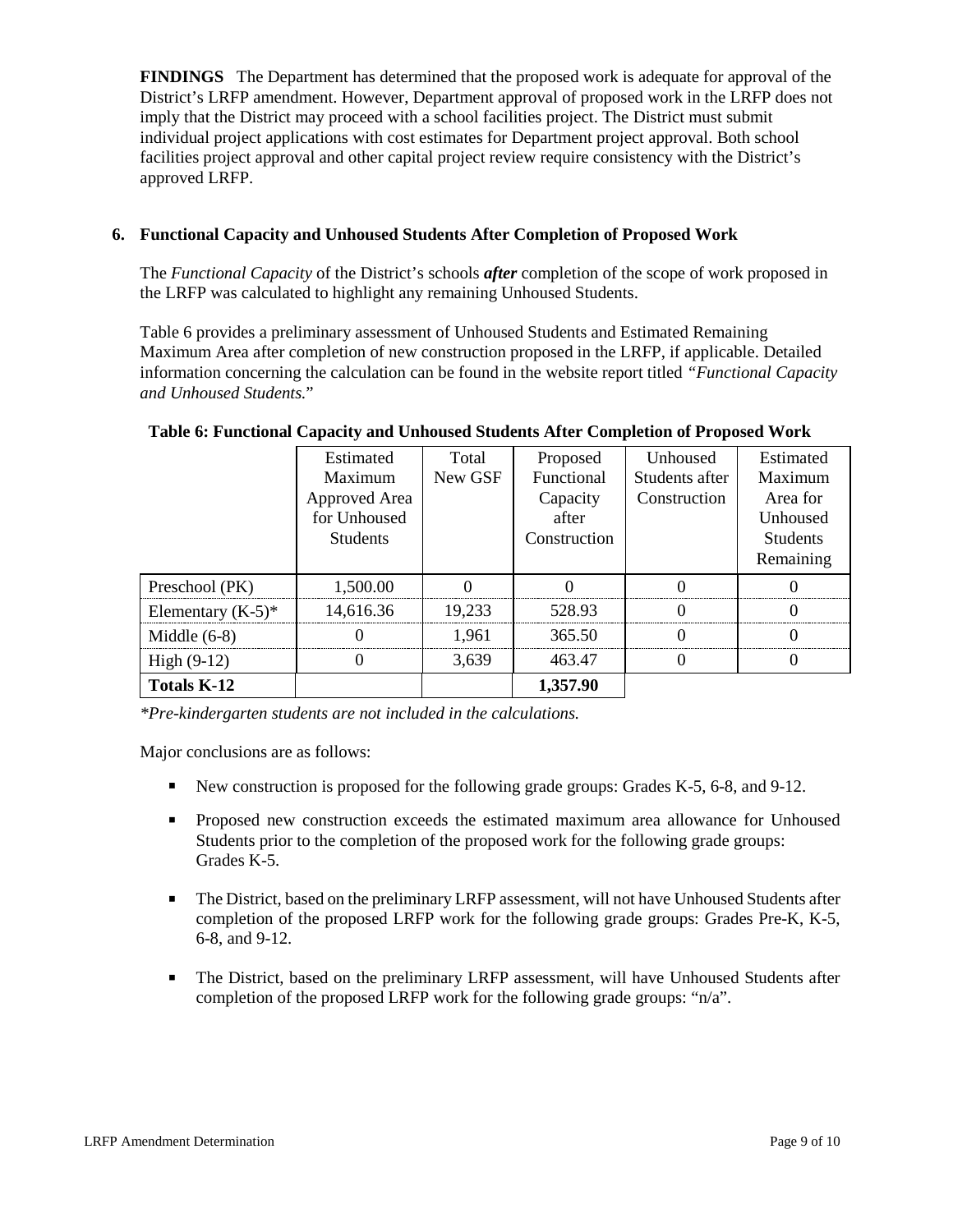**FINDINGS** The Department has determined that the proposed work is adequate for approval of the District's LRFP amendment. However, Department approval of proposed work in the LRFP does not imply that the District may proceed with a school facilities project. The District must submit individual project applications with cost estimates for Department project approval. Both school facilities project approval and other capital project review require consistency with the District's approved LRFP.

## 6. Functional Capacity and Unhoused Students After Completion of Proposed Work

The *Functional Capacity* of the District's schools ***after*** completion of the scope of work proposed in the LRFP was calculated to highlight any remaining Unhoused Students.

Table 6 provides a preliminary assessment of Unhoused Students and Estimated Remaining Maximum Area after completion of new construction proposed in the LRFP, if applicable. Detailed information concerning the calculation can be found in the website report titled *"Functional Capacity and Unhoused Students.*"

**Table 6: Functional Capacity and Unhoused Students After Completion of Proposed Work**

| | Estimated Maximum Approved Area for Unhoused Students | Total New GSF | Proposed Functional Capacity after Construction | Unhoused Students after Construction | Estimated Maximum Area for Unhoused Students Remaining |
|---|---|---|---|---|---|
| Preschool (PK) | 1,500.00 | 0 | 0 | 0 | 0 |
| Elementary (K-5)* | 14,616.36 | 19,233 | 528.93 | 0 | 0 |
| Middle (6-8) | 0 | 1,961 | 365.50 | 0 | 0 |
| High (9-12) | 0 | 3,639 | 463.47 | 0 | 0 |
| **Totals K-12** | | | **1,357.90** | | |

*\*Pre-kindergarten students are not included in the calculations.*

Major conclusions are as follows:

- New construction is proposed for the following grade groups: Grades K-5, 6-8, and 9-12.
- Proposed new construction exceeds the estimated maximum area allowance for Unhoused Students prior to the completion of the proposed work for the following grade groups: Grades K-5.
- The District, based on the preliminary LRFP assessment, will not have Unhoused Students after completion of the proposed LRFP work for the following grade groups: Grades Pre-K, K-5, 6-8, and 9-12.
- The District, based on the preliminary LRFP assessment, will have Unhoused Students after completion of the proposed LRFP work for the following grade groups: "n/a".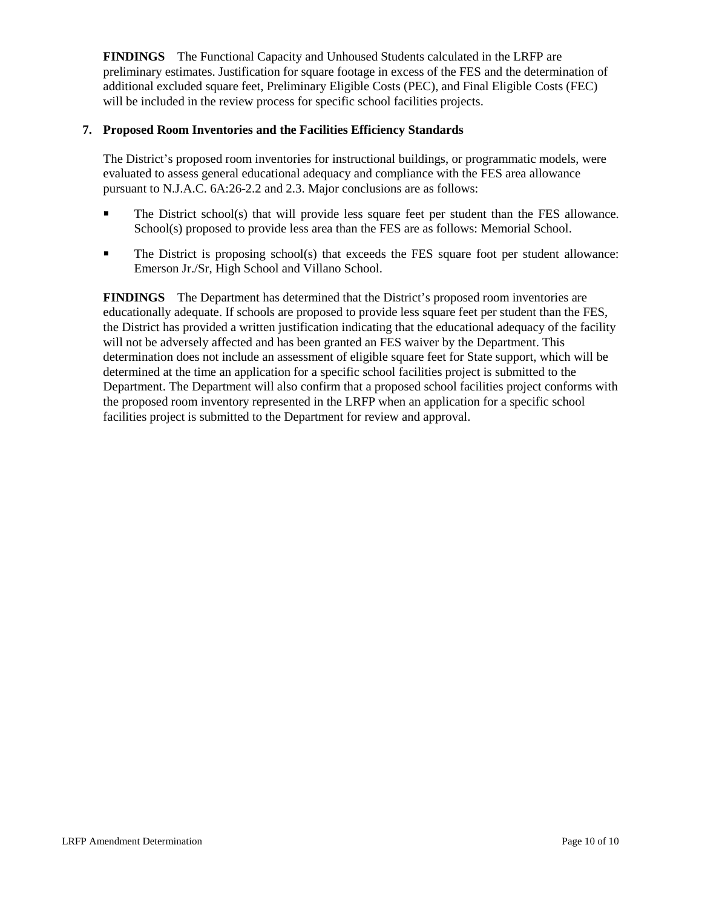**FINDINGS** The Functional Capacity and Unhoused Students calculated in the LRFP are preliminary estimates. Justification for square footage in excess of the FES and the determination of additional excluded square feet, Preliminary Eligible Costs (PEC), and Final Eligible Costs (FEC) will be included in the review process for specific school facilities projects.

**7. Proposed Room Inventories and the Facilities Efficiency Standards**

The District's proposed room inventories for instructional buildings, or programmatic models, were evaluated to assess general educational adequacy and compliance with the FES area allowance pursuant to N.J.A.C. 6A:26-2.2 and 2.3. Major conclusions are as follows:

- The District school(s) that will provide less square feet per student than the FES allowance. School(s) proposed to provide less area than the FES are as follows: Memorial School.
- The District is proposing school(s) that exceeds the FES square foot per student allowance: Emerson Jr./Sr, High School and Villano School.

**FINDINGS** The Department has determined that the District's proposed room inventories are educationally adequate. If schools are proposed to provide less square feet per student than the FES, the District has provided a written justification indicating that the educational adequacy of the facility will not be adversely affected and has been granted an FES waiver by the Department. This determination does not include an assessment of eligible square feet for State support, which will be determined at the time an application for a specific school facilities project is submitted to the Department. The Department will also confirm that a proposed school facilities project conforms with the proposed room inventory represented in the LRFP when an application for a specific school facilities project is submitted to the Department for review and approval.